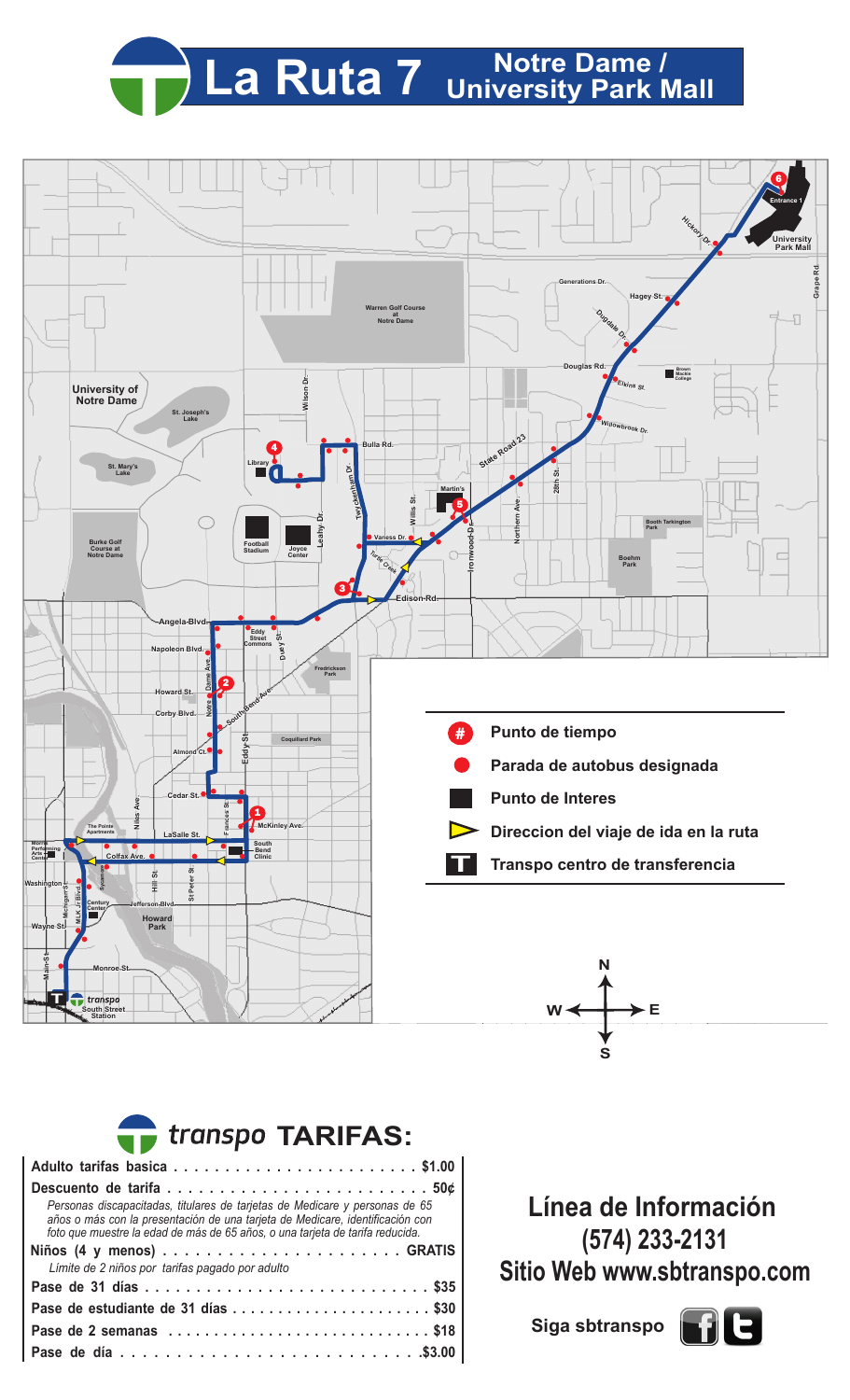# La Ruta 7 Notre Dame / University Park Mall

| | |
|---|---|
| # | Punto de tiempo |
| ● | Parada de autobus designada |
| ■ | Punto de Interes |
| ▷ | Direccion del viaje de ida en la ruta |
| T | Transpo centro de transferencia |

## transpo TARIFAS:

**Adulto tarifas basica** . . . . . . . . . . . . . . . . . . . . . . . . **$1.00**

**Descuento de tarifa** . . . . . . . . . . . . . . . . . . . . . . . . . **50¢**

*Personas discapacitadas, titulares de tarjetas de Medicare y personas de 65 años o más con la presentación de una tarjeta de Medicare, identificación con foto que muestre la edad de más de 65 años, o una tarjeta de tarifa reducida.*

**Niños (4 y menos)** . . . . . . . . . . . . . . . . . . . . . . **GRATIS**

*Límite de 2 niños por tarifas pagado por adulto*

**Pase de 31 días** . . . . . . . . . . . . . . . . . . . . . . . . . . . **$35**

**Pase de estudiante de 31 días** . . . . . . . . . . . . . . . . . . . . . **$30**

**Pase de 2 semanas** . . . . . . . . . . . . . . . . . . . . . . . . . **$18**

**Pase de día** . . . . . . . . . . . . . . . . . . . . . . . . . . . . **$3.00**

## Línea de Información
## (574) 233-2131
## Sitio Web www.sbtranspo.com

**Siga sbtranspo**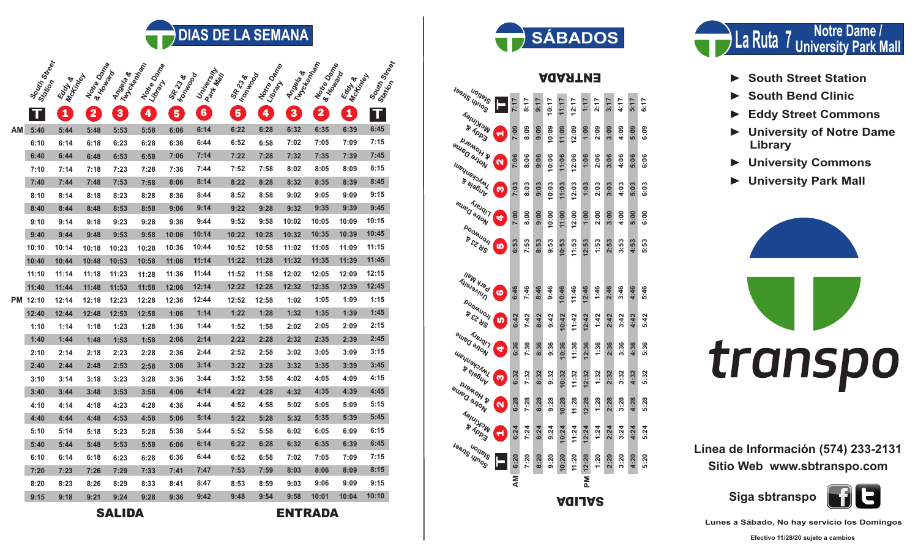## DIAS DE LA SEMANA

| | South Street Station (T) | Eddy & McKinley (1) | Notre Dame & Howard (2) | Angela & Twyckenham (3) | Notre Dame Library (4) | SR 23 & Ironwood (5) | University Park Mall (6) | SR 23 & Ironwood (5) | Notre Dame Library (4) | Angela & Twyckenham (3) | Notre Dame & Howard (2) | Eddy & McKinley (1) | South Street Station (T) |
|---|---|---|---|---|---|---|---|---|---|---|---|---|---|
| AM | 5:40 | 5:44 | 5:48 | 5:53 | 5:58 | 6:06 | 6:14 | 6:22 | 6:28 | 6:32 | 6:35 | 6:39 | 6:45 |
| | 6:10 | 6:14 | 6:18 | 6:23 | 6:28 | 6:36 | 6:44 | 6:52 | 6:58 | 7:02 | 7:05 | 7:09 | 7:15 |
| | 6:40 | 6:44 | 6:48 | 6:53 | 6:58 | 7:06 | 7:14 | 7:22 | 7:28 | 7:32 | 7:35 | 7:39 | 7:45 |
| | 7:10 | 7:14 | 7:18 | 7:23 | 7:28 | 7:36 | 7:44 | 7:52 | 7:58 | 8:02 | 8:05 | 8:09 | 8:15 |
| | 7:40 | 7:44 | 7:48 | 7:53 | 7:58 | 8:06 | 8:14 | 8:22 | 8:28 | 8:32 | 8:35 | 8:39 | 8:45 |
| | 8:10 | 8:14 | 8:18 | 8:23 | 8:28 | 8:36 | 8:44 | 8:52 | 8:58 | 9:02 | 9:05 | 9:09 | 9:15 |
| | 8:40 | 8:44 | 8:48 | 8:53 | 8:58 | 9:06 | 9:14 | 9:22 | 9:28 | 9:32 | 9:35 | 9:39 | 9:45 |
| | 9:10 | 9:14 | 9:18 | 9:23 | 9:28 | 9:36 | 9:44 | 9:52 | 9:58 | 10:02 | 10:05 | 10:09 | 10:15 |
| | 9:40 | 9:44 | 9:48 | 9:53 | 9:58 | 10:06 | 10:14 | 10:22 | 10:28 | 10:32 | 10:35 | 10:39 | 10:45 |
| | 10:10 | 10:14 | 10:18 | 10:23 | 10:28 | 10:36 | 10:44 | 10:52 | 10:58 | 11:02 | 11:05 | 11:09 | 11:15 |
| | 10:40 | 10:44 | 10:48 | 10:53 | 10:58 | 11:06 | 11:14 | 11:22 | 11:28 | 11:32 | 11:35 | 11:39 | 11:45 |
| | 11:10 | 11:14 | 11:18 | 11:23 | 11:28 | 11:36 | 11:44 | 11:52 | 11:58 | 12:02 | 12:05 | 12:09 | 12:15 |
| | 11:40 | 11:44 | 11:48 | 11:53 | 11:58 | 12:06 | 12:14 | 12:22 | 12:28 | 12:32 | 12:35 | 12:39 | 12:45 |
| PM | 12:10 | 12:14 | 12:18 | 12:23 | 12:28 | 12:36 | 12:44 | 12:52 | 12:58 | 1:02 | 1:05 | 1:09 | 1:15 |
| | 12:40 | 12:44 | 12:48 | 12:53 | 12:58 | 1:06 | 1:14 | 1:22 | 1:28 | 1:32 | 1:35 | 1:39 | 1:45 |
| | 1:10 | 1:14 | 1:18 | 1:23 | 1:28 | 1:36 | 1:44 | 1:52 | 1:58 | 2:02 | 2:05 | 2:09 | 2:15 |
| | 1:40 | 1:44 | 1:48 | 1:53 | 1:58 | 2:06 | 2:14 | 2:22 | 2:28 | 2:32 | 2:35 | 2:39 | 2:45 |
| | 2:10 | 2:14 | 2:18 | 2:23 | 2:28 | 2:36 | 2:44 | 2:52 | 2:58 | 3:02 | 3:05 | 3:09 | 3:15 |
| | 2:40 | 2:44 | 2:48 | 2:53 | 2:58 | 3:06 | 3:14 | 3:22 | 3:28 | 3:32 | 3:35 | 3:39 | 3:45 |
| | 3:10 | 3:14 | 3:18 | 3:23 | 3:28 | 3:36 | 3:44 | 3:52 | 3:58 | 4:02 | 4:05 | 4:09 | 4:15 |
| | 3:40 | 3:44 | 3:48 | 3:53 | 3:58 | 4:06 | 4:14 | 4:22 | 4:28 | 4:32 | 4:35 | 4:39 | 4:45 |
| | 4:10 | 4:14 | 4:18 | 4:23 | 4:28 | 4:36 | 4:44 | 4:52 | 4:58 | 5:02 | 5:05 | 5:09 | 5:15 |
| | 4:40 | 4:44 | 4:48 | 4:53 | 4:58 | 5:06 | 5:14 | 5:22 | 5:28 | 5:32 | 5:35 | 5:39 | 5:45 |
| | 5:10 | 5:14 | 5:18 | 5:23 | 5:28 | 5:36 | 5:44 | 5:52 | 5:58 | 6:02 | 6:05 | 6:09 | 6:15 |
| | 5:40 | 5:44 | 5:48 | 5:53 | 5:58 | 6:06 | 6:14 | 6:22 | 6:28 | 6:32 | 6:35 | 6:39 | 6:45 |
| | 6:10 | 6:14 | 6:18 | 6:23 | 6:28 | 6:36 | 6:44 | 6:52 | 6:58 | 7:02 | 7:05 | 7:09 | 7:15 |
| | 7:20 | 7:23 | 7:26 | 7:29 | 7:33 | 7:41 | 7:47 | 7:53 | 7:59 | 8:03 | 8:06 | 8:09 | 8:15 |
| | 8:20 | 8:23 | 8:26 | 8:29 | 8:33 | 8:41 | 8:47 | 8:53 | 8:59 | 9:03 | 9:06 | 9:09 | 9:15 |
| | 9:15 | 9:18 | 9:21 | 9:24 | 9:28 | 9:36 | 9:42 | 9:48 | 9:54 | 9:58 | 10:01 | 10:04 | 10:10 |

**SALIDA** | **ENTRADA**

## SÁBADOS

| | South Street Station (T) | Eddy & McKinley (1) | Notre Dame & Howard (2) | Angela & Twyckenham (3) | Notre Dame Library (4) | SR 23 & Ironwood (5) | University Park Mall (6) | SR 23 & Ironwood (5) | Notre Dame Library (4) | Angela & Twyckenham (3) | Notre Dame & Howard (2) | Eddy & McKinley (1) | South Street Station (T) |
|---|---|---|---|---|---|---|---|---|---|---|---|---|---|
| AM | 6:20 | 6:24 | 6:28 | 6:32 | 6:36 | 6:42 | 6:46 | 6:53 | 7:00 | 7:03 | 7:06 | 7:09 | 7:17 |
| | 7:20 | 7:24 | 7:28 | 7:32 | 7:36 | 7:42 | 7:46 | 7:53 | 8:00 | 8:03 | 8:06 | 8:09 | 8:17 |
| | 8:20 | 8:24 | 8:28 | 8:32 | 8:36 | 8:42 | 8:46 | 8:53 | 9:00 | 9:03 | 9:06 | 9:09 | 9:17 |
| | 9:20 | 9:24 | 9:28 | 9:32 | 9:36 | 9:42 | 9:46 | 9:53 | 10:00 | 10:03 | 10:06 | 10:09 | 10:17 |
| | 10:20 | 10:24 | 10:28 | 10:32 | 10:36 | 10:42 | 10:46 | 10:53 | 11:00 | 11:03 | 11:06 | 11:09 | 11:17 |
| | 11:20 | 11:24 | 11:28 | 11:32 | 11:36 | 11:42 | 11:46 | 11:53 | 12:00 | 12:03 | 12:06 | 12:09 | 12:17 |
| PM | 12:20 | 12:24 | 12:28 | 12:32 | 12:36 | 12:42 | 12:46 | 12:53 | 1:00 | 1:03 | 1:06 | 1:09 | 1:17 |
| | 1:20 | 1:24 | 1:28 | 1:32 | 1:36 | 1:42 | 1:46 | 1:53 | 2:00 | 2:03 | 2:06 | 2:09 | 2:17 |
| | 2:20 | 2:24 | 2:28 | 2:32 | 2:36 | 2:42 | 2:46 | 2:53 | 3:00 | 3:03 | 3:06 | 3:09 | 3:17 |
| | 3:20 | 3:24 | 3:28 | 3:32 | 3:36 | 3:42 | 3:46 | 3:53 | 4:00 | 4:03 | 4:06 | 4:09 | 4:17 |
| | 4:20 | 4:24 | 4:28 | 4:32 | 4:36 | 4:42 | 4:46 | 4:53 | 5:00 | 5:03 | 5:06 | 5:09 | 5:17 |
| | 5:20 | 5:24 | 5:28 | 5:32 | 5:36 | 5:42 | 5:46 | 5:53 | 6:00 | 6:03 | 6:06 | 6:09 | 6:17 |

**SALIDA** | **ENTRADA**

# La Ruta 7 Notre Dame / University Park Mall

- South Street Station
- South Bend Clinic
- Eddy Street Commons
- University of Notre Dame Library
- University Commons
- University Park Mall

transpo

Línea de Información (574) 233-2131
Sitio Web www.sbtranspo.com

Siga sbtranspo

Lunes a Sábado, No hay servicio los Domingos

Efectivo 11/28/20 sujeto a cambios